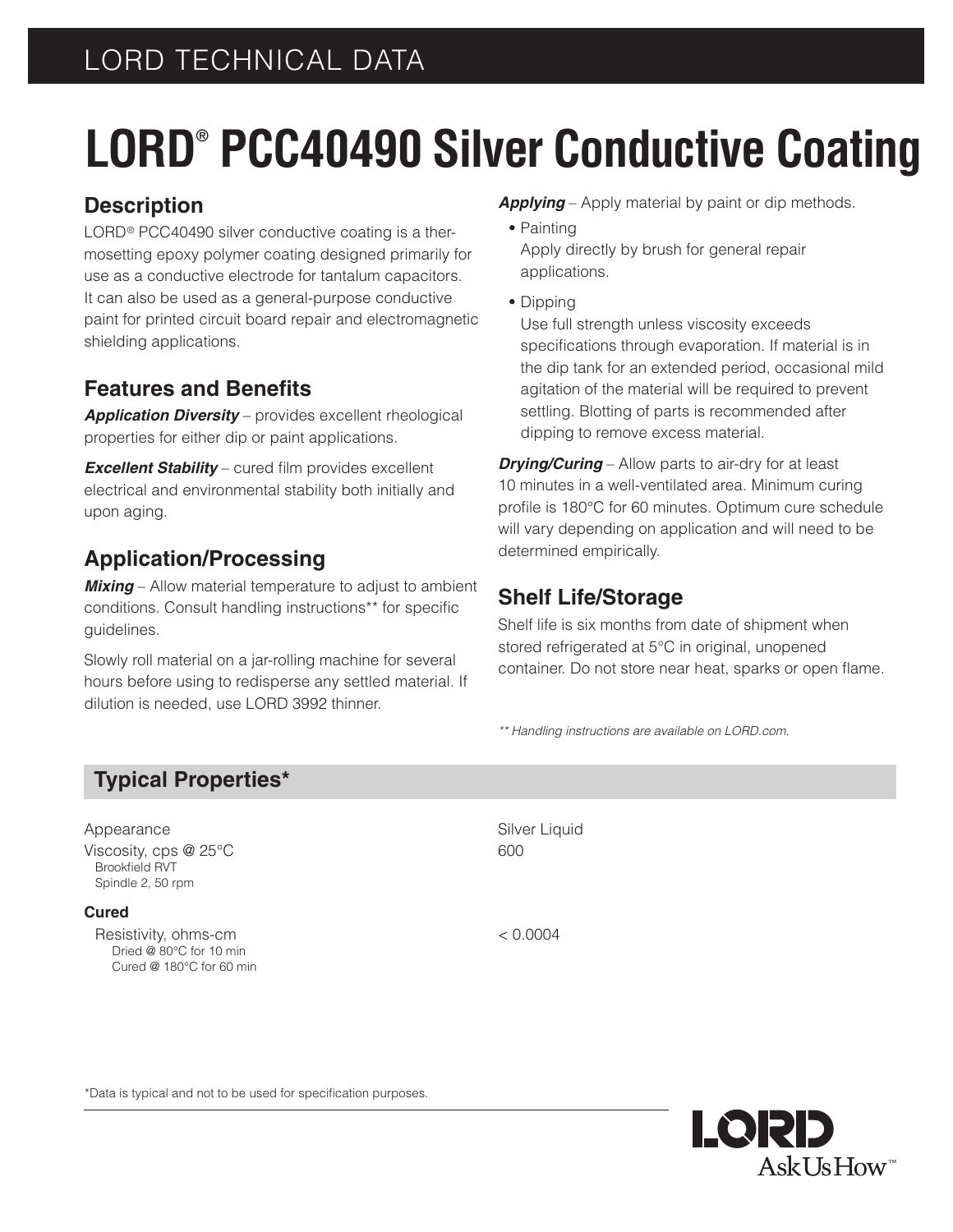# LORD® PCC40490 Silver Conductive Coating

## Description

LORD® PCC40490 silver conductive coating is a thermosetting epoxy polymer coating designed primarily for use as a conductive electrode for tantalum capacitors. It can also be used as a general-purpose conductive paint for printed circuit board repair and electromagnetic shielding applications.

## Features and Benefits

***Application Diversity*** – provides excellent rheological properties for either dip or paint applications.

***Excellent Stability*** – cured film provides excellent electrical and environmental stability both initially and upon aging.

## Application/Processing

***Mixing*** – Allow material temperature to adjust to ambient conditions. Consult handling instructions** for specific guidelines.

Slowly roll material on a jar-rolling machine for several hours before using to redisperse any settled material. If dilution is needed, use LORD 3992 thinner.

***Applying*** – Apply material by paint or dip methods.

- Painting
  Apply directly by brush for general repair applications.
- Dipping
  Use full strength unless viscosity exceeds specifications through evaporation. If material is in the dip tank for an extended period, occasional mild agitation of the material will be required to prevent settling. Blotting of parts is recommended after dipping to remove excess material.

***Drying/Curing*** – Allow parts to air-dry for at least 10 minutes in a well-ventilated area. Minimum curing profile is 180°C for 60 minutes. Optimum cure schedule will vary depending on application and will need to be determined empirically.

## Shelf Life/Storage

Shelf life is six months from date of shipment when stored refrigerated at 5°C in original, unopened container. Do not store near heat, sparks or open flame.

*** Handling instructions are available on LORD.com.*

## Typical Properties*

| Property | Value |
| --- | --- |
| Appearance | Silver Liquid |
| Viscosity, cps @ 25°C<br>Brookfield RVT<br>Spindle 2, 50 rpm | 600 |
| **Cured** | |
| Resistivity, ohms-cm<br>Dried @ 80°C for 10 min<br>Cured @ 180°C for 60 min | < 0.0004 |

*Data is typical and not to be used for specification purposes.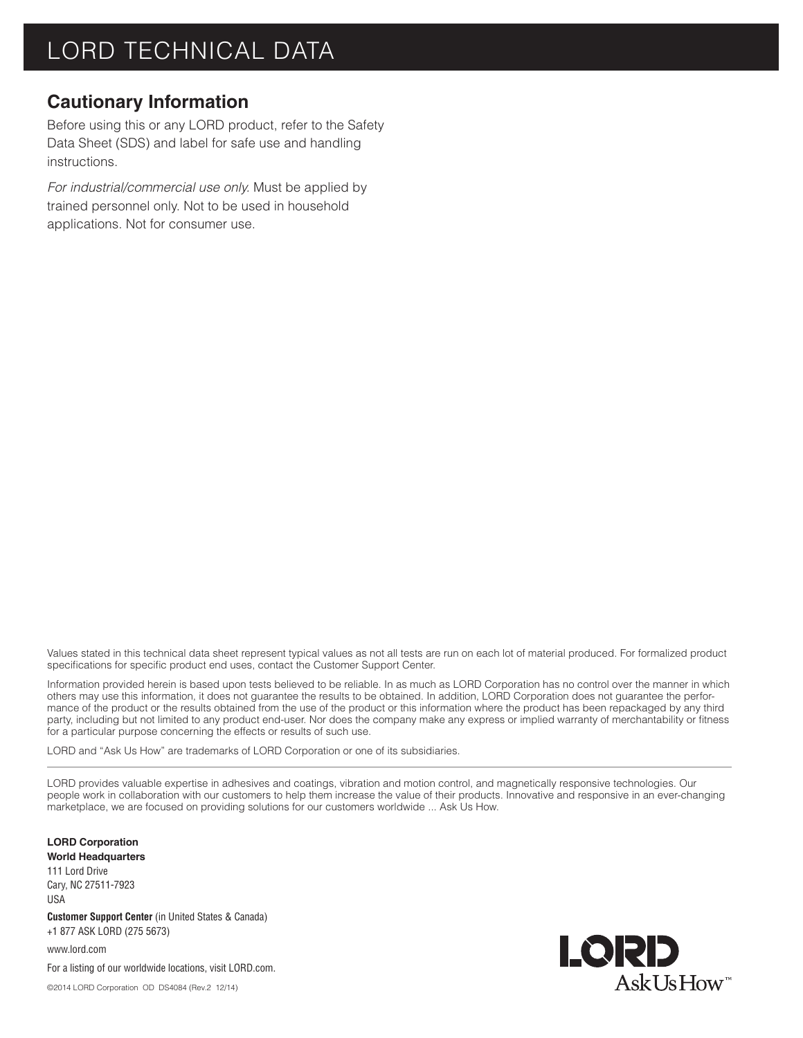## Cautionary Information

Before using this or any LORD product, refer to the Safety Data Sheet (SDS) and label for safe use and handling instructions.

*For industrial/commercial use only.* Must be applied by trained personnel only. Not to be used in household applications. Not for consumer use.

Values stated in this technical data sheet represent typical values as not all tests are run on each lot of material produced. For formalized product specifications for specific product end uses, contact the Customer Support Center.

Information provided herein is based upon tests believed to be reliable. In as much as LORD Corporation has no control over the manner in which others may use this information, it does not guarantee the results to be obtained. In addition, LORD Corporation does not guarantee the performance of the product or the results obtained from the use of the product or this information where the product has been repackaged by any third party, including but not limited to any product end-user. Nor does the company make any express or implied warranty of merchantability or fitness for a particular purpose concerning the effects or results of such use.

LORD and "Ask Us How" are trademarks of LORD Corporation or one of its subsidiaries.

---

LORD provides valuable expertise in adhesives and coatings, vibration and motion control, and magnetically responsive technologies. Our people work in collaboration with our customers to help them increase the value of their products. Innovative and responsive in an ever-changing marketplace, we are focused on providing solutions for our customers worldwide ... Ask Us How.

**LORD Corporation**
**World Headquarters**
111 Lord Drive
Cary, NC 27511-7923
USA

**Customer Support Center** (in United States & Canada)
+1 877 ASK LORD (275 5673)

www.lord.com

For a listing of our worldwide locations, visit LORD.com.

©2014 LORD Corporation OD DS4084 (Rev.2 12/14)

LORD
Ask Us How™